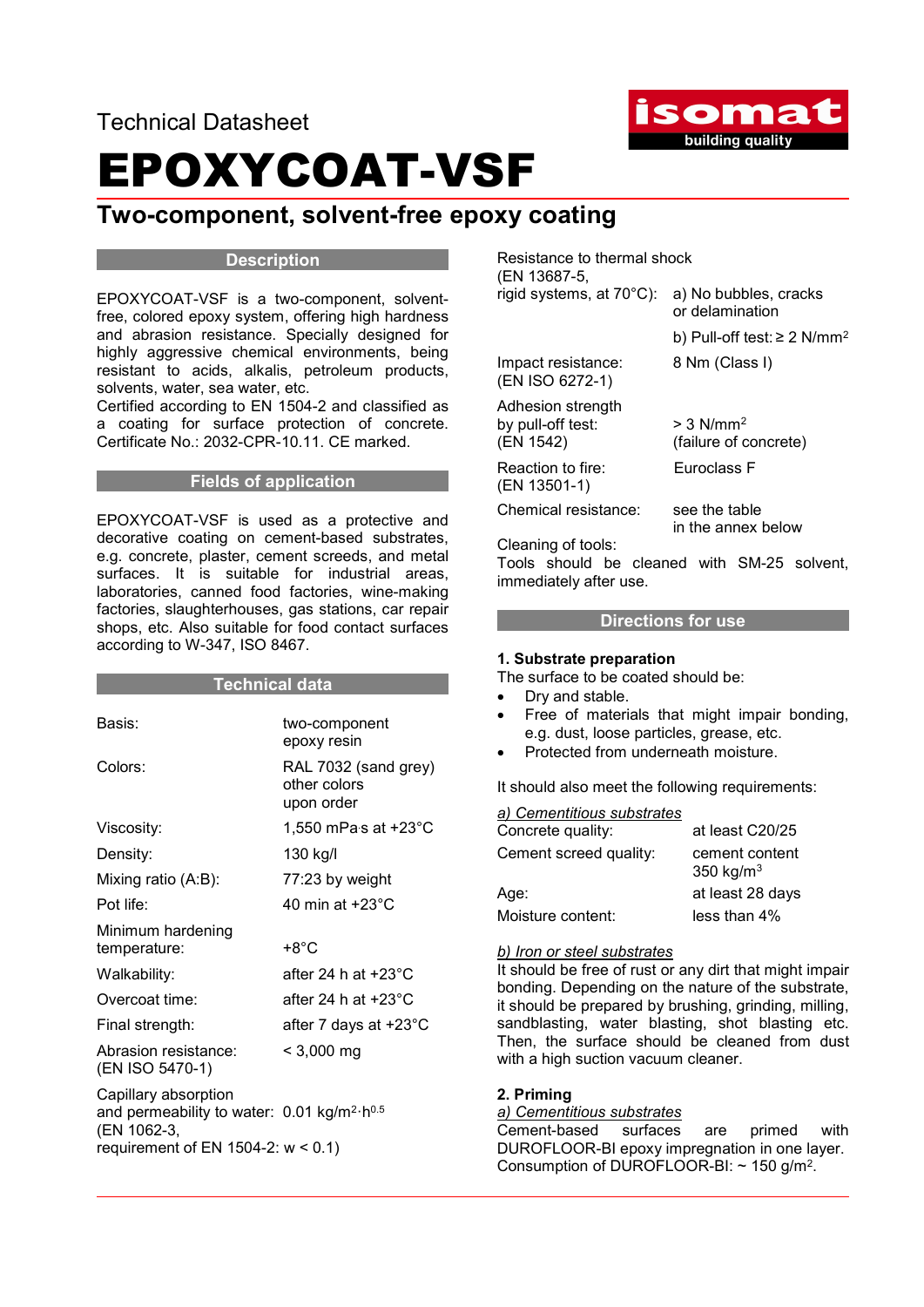Technical Datasheet

# EPOXYCOAT-VSF

## Two-component, solvent-free epoxy coating

### Description

EPOXYCOAT-VSF is a two-component, solvent-free, colored epoxy system, offering high hardness and abrasion resistance. Specially designed for highly aggressive chemical environments, being resistant to acids, alkalis, petroleum products, solvents, water, sea water, etc.
Certified according to EN 1504-2 and classified as a coating for surface protection of concrete. Certificate No.: 2032-CPR-10.11. CE marked.

### Fields of application

EPOXYCOAT-VSF is used as a protective and decorative coating on cement-based substrates, e.g. concrete, plaster, cement screeds, and metal surfaces. It is suitable for industrial areas, laboratories, canned food factories, wine-making factories, slaughterhouses, gas stations, car repair shops, etc. Also suitable for food contact surfaces according to W-347, ISO 8467.

### Technical data

| | |
|---|---|
| Basis: | two-component epoxy resin |
| Colors: | RAL 7032 (sand grey) other colors upon order |
| Viscosity: | 1,550 mPa·s at +23°C |
| Density: | 130 kg/l |
| Mixing ratio (A:B): | 77:23 by weight |
| Pot life: | 40 min at +23°C |
| Minimum hardening temperature: | +8°C |
| Walkability: | after 24 h at +23°C |
| Overcoat time: | after 24 h at +23°C |
| Final strength: | after 7 days at +23°C |
| Abrasion resistance: (EN ISO 5470-1) | < 3,000 mg |
| Capillary absorption and permeability to water: (EN 1062-3, requirement of EN 1504-2: w < 0.1) | 0.01 kg/m²·h$^{0.5}$ |
| Resistance to thermal shock (EN 13687-5, rigid systems, at 70°C): | a) No bubbles, cracks or delamination<br>b) Pull-off test: ≥ 2 N/mm² |
| Impact resistance: (EN ISO 6272-1) | 8 Nm (Class I) |
| Adhesion strength by pull-off test: (EN 1542) | > 3 N/mm² (failure of concrete) |
| Reaction to fire: (EN 13501-1) | Euroclass F |
| Chemical resistance: | see the table in the annex below |

Cleaning of tools:
Tools should be cleaned with SM-25 solvent, immediately after use.

### Directions for use

**1. Substrate preparation**

The surface to be coated should be:

- Dry and stable.
- Free of materials that might impair bonding, e.g. dust, loose particles, grease, etc.
- Protected from underneath moisture.

It should also meet the following requirements:

*a) Cementitious substrates*

| | |
|---|---|
| Concrete quality: | at least C20/25 |
| Cement screed quality: | cement content 350 kg/m³ |
| Age: | at least 28 days |
| Moisture content: | less than 4% |

*b) Iron or steel substrates*

It should be free of rust or any dirt that might impair bonding. Depending on the nature of the substrate, it should be prepared by brushing, grinding, milling, sandblasting, water blasting, shot blasting etc. Then, the surface should be cleaned from dust with a high suction vacuum cleaner.

**2. Priming**

*a) Cementitious substrates*

Cement-based surfaces are primed with DUROFLOOR-BI epoxy impregnation in one layer. Consumption of DUROFLOOR-BI: ~ 150 g/m².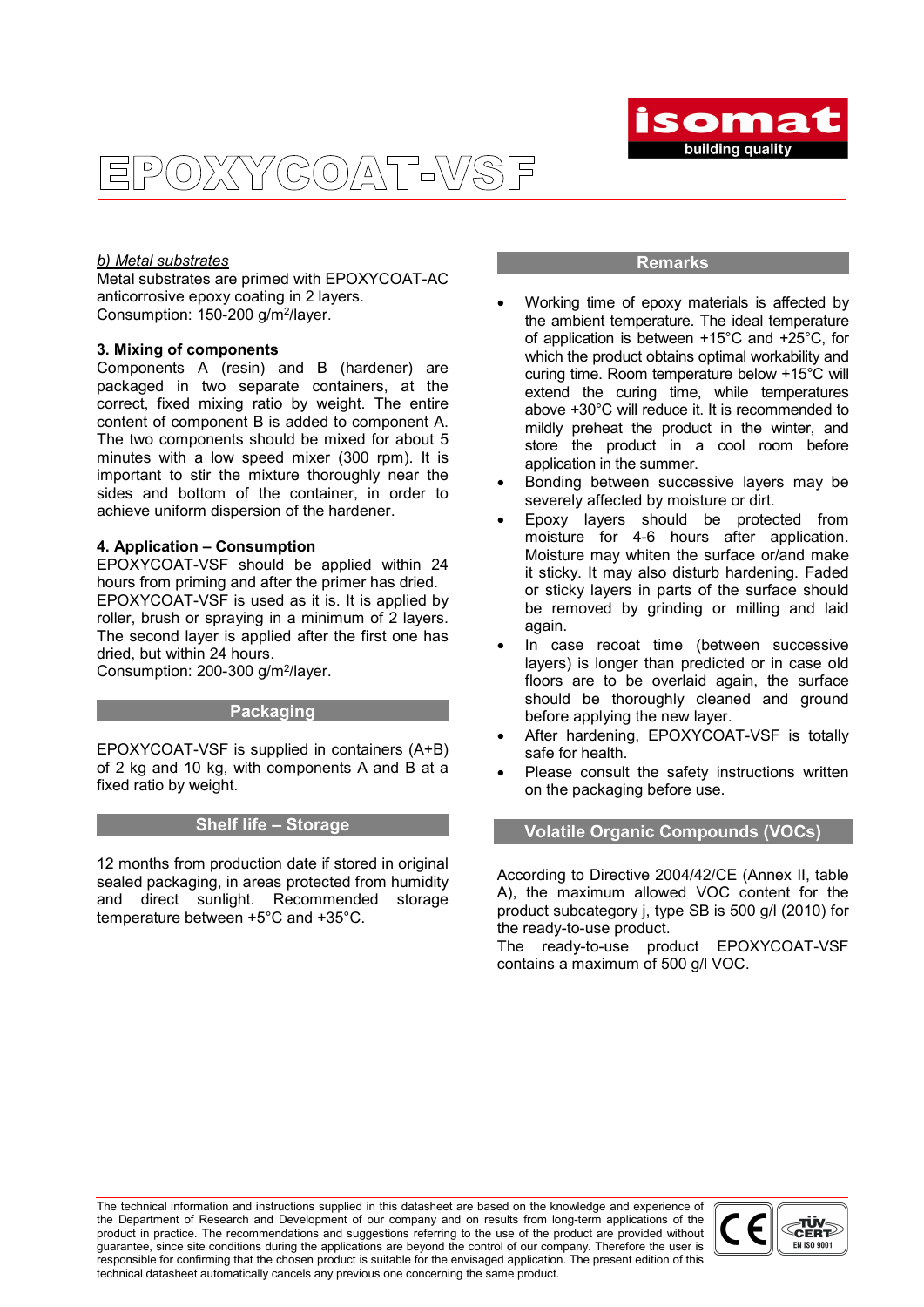*b) Metal substrates*

Metal substrates are primed with EPOXYCOAT-AC anticorrosive epoxy coating in 2 layers.
Consumption: 150-200 g/m²/layer.

**3. Mixing of components**

Components A (resin) and B (hardener) are packaged in two separate containers, at the correct, fixed mixing ratio by weight. The entire content of component B is added to component A. The two components should be mixed for about 5 minutes with a low speed mixer (300 rpm). It is important to stir the mixture thoroughly near the sides and bottom of the container, in order to achieve uniform dispersion of the hardener.

**4. Application – Consumption**

EPOXYCOAT-VSF should be applied within 24 hours from priming and after the primer has dried.
EPOXYCOAT-VSF is used as it is. It is applied by roller, brush or spraying in a minimum of 2 layers. The second layer is applied after the first one has dried, but within 24 hours.
Consumption: 200-300 g/m²/layer.

## Packaging

EPOXYCOAT-VSF is supplied in containers (A+B) of 2 kg and 10 kg, with components A and B at a fixed ratio by weight.

## Shelf life – Storage

12 months from production date if stored in original sealed packaging, in areas protected from humidity and direct sunlight. Recommended storage temperature between +5°C and +35°C.

## Remarks

- Working time of epoxy materials is affected by the ambient temperature. The ideal temperature of application is between +15°C and +25°C, for which the product obtains optimal workability and curing time. Room temperature below +15°C will extend the curing time, while temperatures above +30°C will reduce it. It is recommended to mildly preheat the product in the winter, and store the product in a cool room before application in the summer.
- Bonding between successive layers may be severely affected by moisture or dirt.
- Epoxy layers should be protected from moisture for 4-6 hours after application. Moisture may whiten the surface or/and make it sticky. It may also disturb hardening. Faded or sticky layers in parts of the surface should be removed by grinding or milling and laid again.
- In case recoat time (between successive layers) is longer than predicted or in case old floors are to be overlaid again, the surface should be thoroughly cleaned and ground before applying the new layer.
- After hardening, EPOXYCOAT-VSF is totally safe for health.
- Please consult the safety instructions written on the packaging before use.

## Volatile Organic Compounds (VOCs)

According to Directive 2004/42/CE (Annex II, table A), the maximum allowed VOC content for the product subcategory j, type SB is 500 g/l (2010) for the ready-to-use product.
The ready-to-use product EPOXYCOAT-VSF contains a maximum of 500 g/l VOC.

The technical information and instructions supplied in this datasheet are based on the knowledge and experience of the Department of Research and Development of our company and on results from long-term applications of the product in practice. The recommendations and suggestions referring to the use of the product are provided without guarantee, since site conditions during the applications are beyond the control of our company. Therefore the user is responsible for confirming that the chosen product is suitable for the envisaged application. The present edition of this technical datasheet automatically cancels any previous one concerning the same product.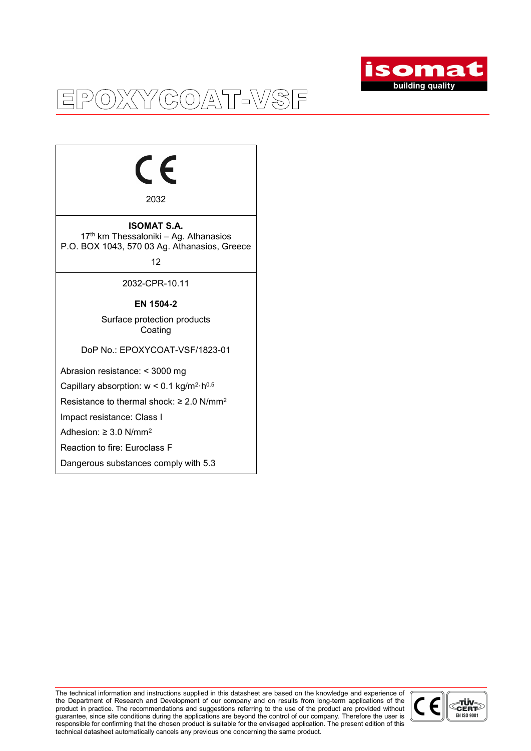# EPOXYCOAT-VSF

CE

2032

**ISOMAT S.A.**
17th km Thessaloniki – Ag. Athanasios
P.O. BOX 1043, 570 03 Ag. Athanasios, Greece

12

2032-CPR-10.11

**EN 1504-2**

Surface protection products
Coating

DoP No.: EPOXYCOAT-VSF/1823-01

Abrasion resistance: < 3000 mg

Capillary absorption: $w < 0.1\ kg/m^2 \cdot h^{0.5}$

Resistance to thermal shock: ≥ 2.0 $N/mm^2$

Impact resistance: Class I

Adhesion: ≥ 3.0 $N/mm^2$

Reaction to fire: Euroclass F

Dangerous substances comply with 5.3

The technical information and instructions supplied in this datasheet are based on the knowledge and experience of the Department of Research and Development of our company and on results from long-term applications of the product in practice. The recommendations and suggestions referring to the use of the product are provided without guarantee, since site conditions during the applications are beyond the control of our company. Therefore the user is responsible for confirming that the chosen product is suitable for the envisaged application. The present edition of this technical datasheet automatically cancels any previous one concerning the same product.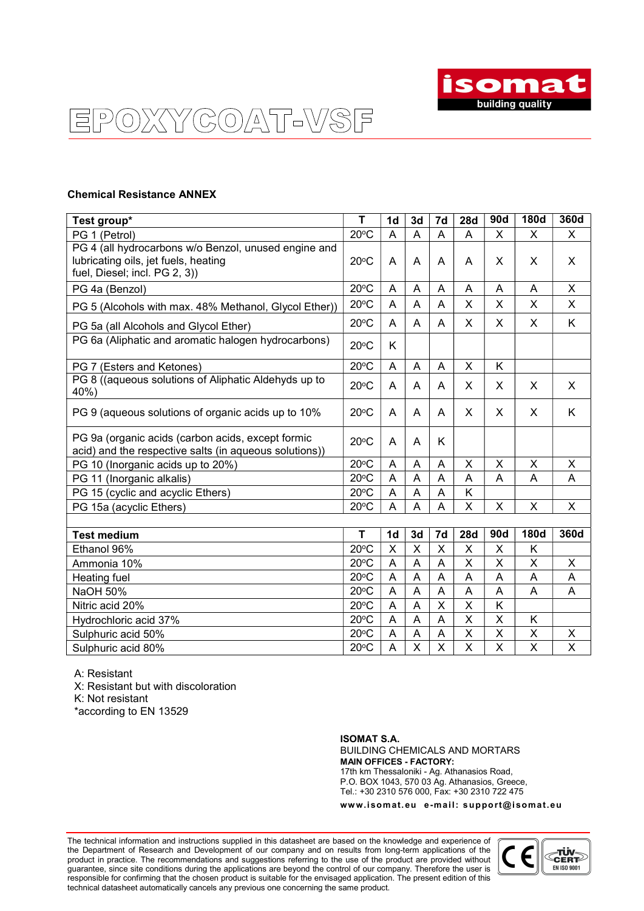# EPOXYCOAT-VSF

**Chemical Resistance ANNEX**

| **Test group*** | **T** | **1d** | **3d** | **7d** | **28d** | **90d** | **180d** | **360d** |
|---|---|---|---|---|---|---|---|---|
| PG 1 (Petrol) | 20°C | A | A | A | A | X | X | X |
| PG 4 (all hydrocarbons w/o Benzol, unused engine and lubricating oils, jet fuels, heating fuel, Diesel; incl. PG 2, 3)) | 20°C | A | A | A | A | X | X | X |
| PG 4a (Benzol) | 20°C | A | A | A | A | A | A | X |
| PG 5 (Alcohols with max. 48% Methanol, Glycol Ether)) | 20°C | A | A | A | X | X | X | X |
| PG 5a (all Alcohols and Glycol Ether) | 20°C | A | A | A | X | X | X | K |
| PG 6a (Aliphatic and aromatic halogen hydrocarbons) | 20°C | K | | | | | | |
| PG 7 (Esters and Ketones) | 20°C | A | A | A | X | K | | |
| PG 8 ((aqueous solutions of Aliphatic Aldehyds up to 40%) | 20°C | A | A | A | X | X | X | X |
| PG 9 (aqueous solutions of organic acids up to 10% | 20°C | A | A | A | X | X | X | K |
| PG 9a (organic acids (carbon acids, except formic acid) and the respective salts (in aqueous solutions)) | 20°C | A | A | K | | | | |
| PG 10 (Inorganic acids up to 20%) | 20°C | A | A | A | X | X | X | X |
| PG 11 (Inorganic alkalis) | 20°C | A | A | A | A | A | A | A |
| PG 15 (cyclic and acyclic Ethers) | 20°C | A | A | A | K | | | |
| PG 15a (acyclic Ethers) | 20°C | A | A | A | X | X | X | X |
| | | | | | | | | |
| **Test medium** | **T** | **1d** | **3d** | **7d** | **28d** | **90d** | **180d** | **360d** |
| Ethanol 96% | 20°C | X | X | X | X | X | K | |
| Ammonia 10% | 20°C | A | A | A | X | X | X | X |
| Heating fuel | 20°C | A | A | A | A | A | A | A |
| NaOH 50% | 20°C | A | A | A | A | A | A | A |
| Nitric acid 20% | 20°C | A | A | X | X | K | | |
| Hydrochloric acid 37% | 20°C | A | A | A | X | X | K | |
| Sulphuric acid 50% | 20°C | A | A | A | X | X | X | X |
| Sulphuric acid 80% | 20°C | A | X | X | X | X | X | X |

A: Resistant
X: Resistant but with discoloration
K: Not resistant
*according to EN 13529

**ISOMAT S.A.**
BUILDING CHEMICALS AND MORTARS
**MAIN OFFICES - FACTORY:**
17th km Thessaloniki - Ag. Athanasios Road,
P.O. BOX 1043, 570 03 Ag. Athanasios, Greece,
Tel.: +30 2310 576 000, Fax: +30 2310 722 475
**www.isomat.eu e-mail: support@isomat.eu**

The technical information and instructions supplied in this datasheet are based on the knowledge and experience of the Department of Research and Development of our company and on results from long-term applications of the product in practice. The recommendations and suggestions referring to the use of the product are provided without guarantee, since site conditions during the applications are beyond the control of our company. Therefore the user is responsible for confirming that the chosen product is suitable for the envisaged application. The present edition of this technical datasheet automatically cancels any previous one concerning the same product.